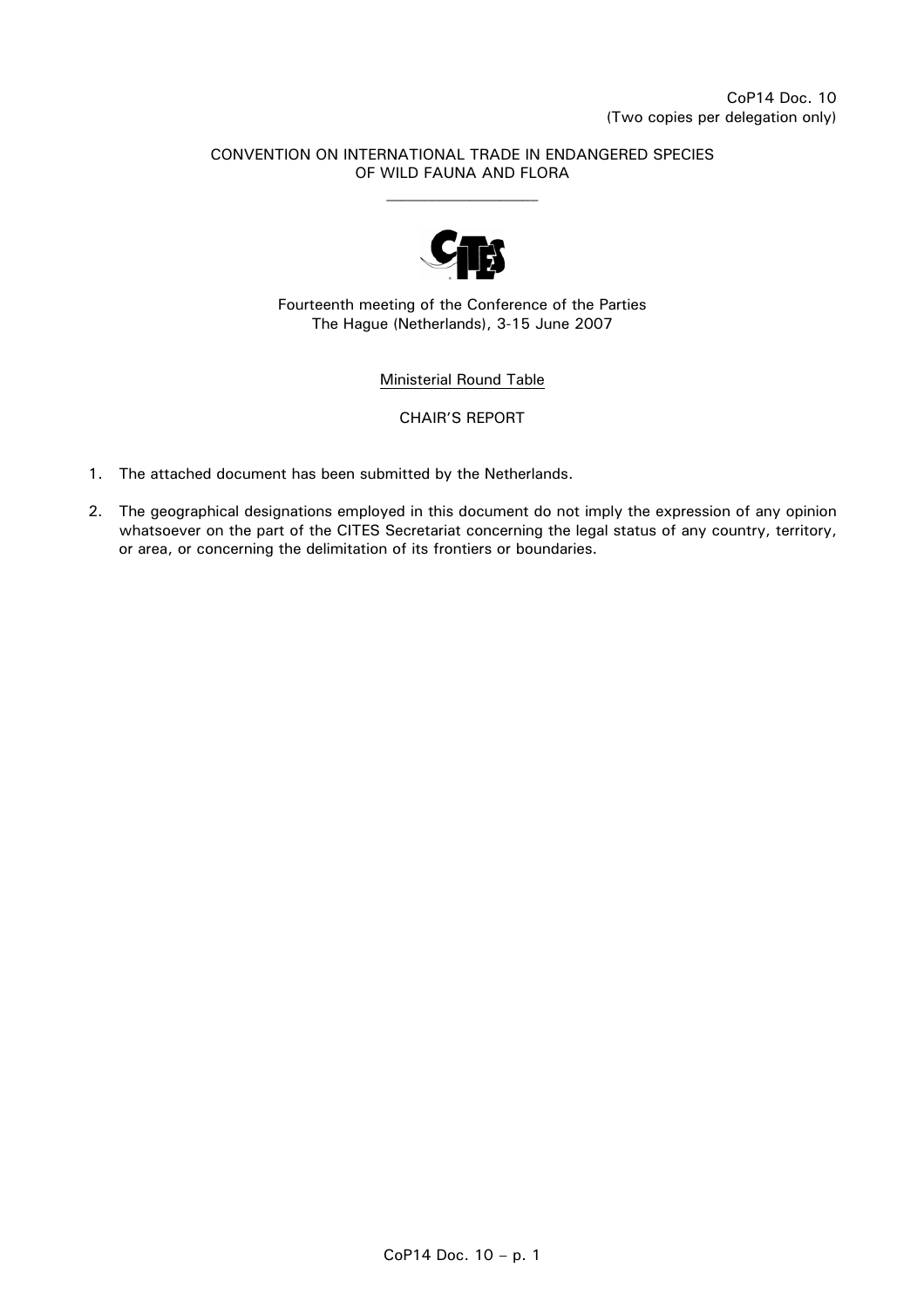CoP14 Doc. 10
(Two copies per delegation only)

CONVENTION ON INTERNATIONAL TRADE IN ENDANGERED SPECIES OF WILD FAUNA AND FLORA

Fourteenth meeting of the Conference of the Parties
The Hague (Netherlands), 3-15 June 2007

Ministerial Round Table

CHAIR'S REPORT

1. The attached document has been submitted by the Netherlands.

2. The geographical designations employed in this document do not imply the expression of any opinion whatsoever on the part of the CITES Secretariat concerning the legal status of any country, territory, or area, or concerning the delimitation of its frontiers or boundaries.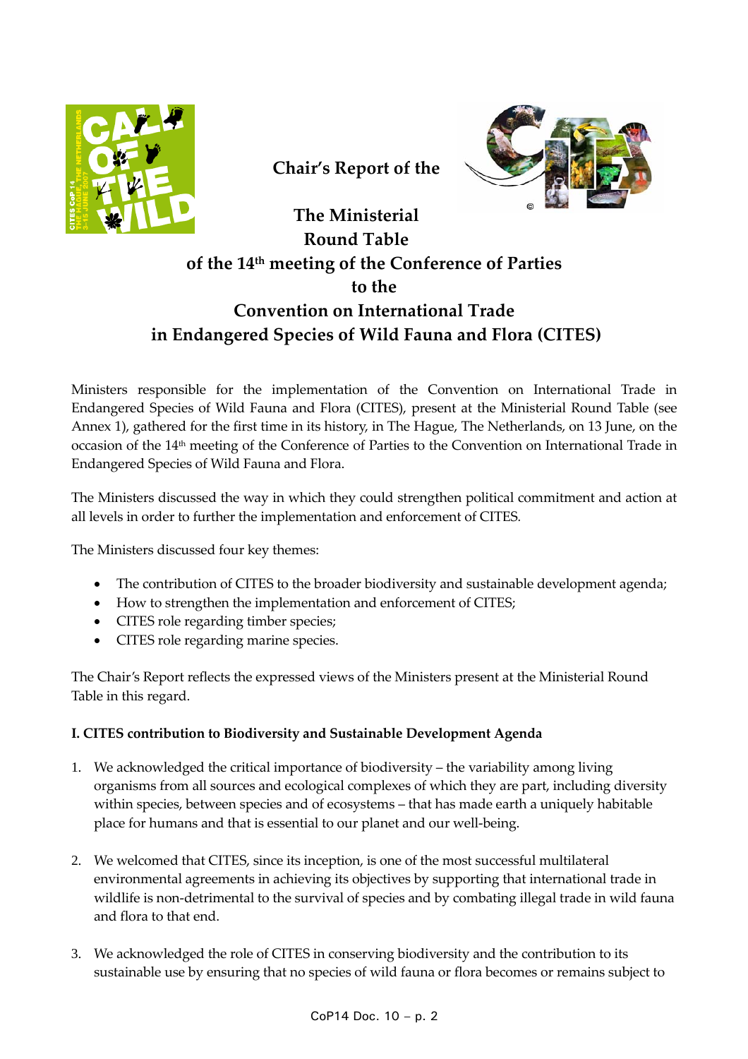# Chair's Report of the The Ministerial Round Table of the 14[th] meeting of the Conference of Parties to the Convention on International Trade in Endangered Species of Wild Fauna and Flora (CITES)

Ministers responsible for the implementation of the Convention on International Trade in Endangered Species of Wild Fauna and Flora (CITES), present at the Ministerial Round Table (see Annex 1), gathered for the first time in its history, in The Hague, The Netherlands, on 13 June, on the occasion of the 14[th] meeting of the Conference of Parties to the Convention on International Trade in Endangered Species of Wild Fauna and Flora.

The Ministers discussed the way in which they could strengthen political commitment and action at all levels in order to further the implementation and enforcement of CITES.

The Ministers discussed four key themes:

- The contribution of CITES to the broader biodiversity and sustainable development agenda;
- How to strengthen the implementation and enforcement of CITES;
- CITES role regarding timber species;
- CITES role regarding marine species.

The Chair's Report reflects the expressed views of the Ministers present at the Ministerial Round Table in this regard.

**I. CITES contribution to Biodiversity and Sustainable Development Agenda**

1. We acknowledged the critical importance of biodiversity – the variability among living organisms from all sources and ecological complexes of which they are part, including diversity within species, between species and of ecosystems – that has made earth a uniquely habitable place for humans and that is essential to our planet and our well-being.

2. We welcomed that CITES, since its inception, is one of the most successful multilateral environmental agreements in achieving its objectives by supporting that international trade in wildlife is non-detrimental to the survival of species and by combating illegal trade in wild fauna and flora to that end.

3. We acknowledged the role of CITES in conserving biodiversity and the contribution to its sustainable use by ensuring that no species of wild fauna or flora becomes or remains subject to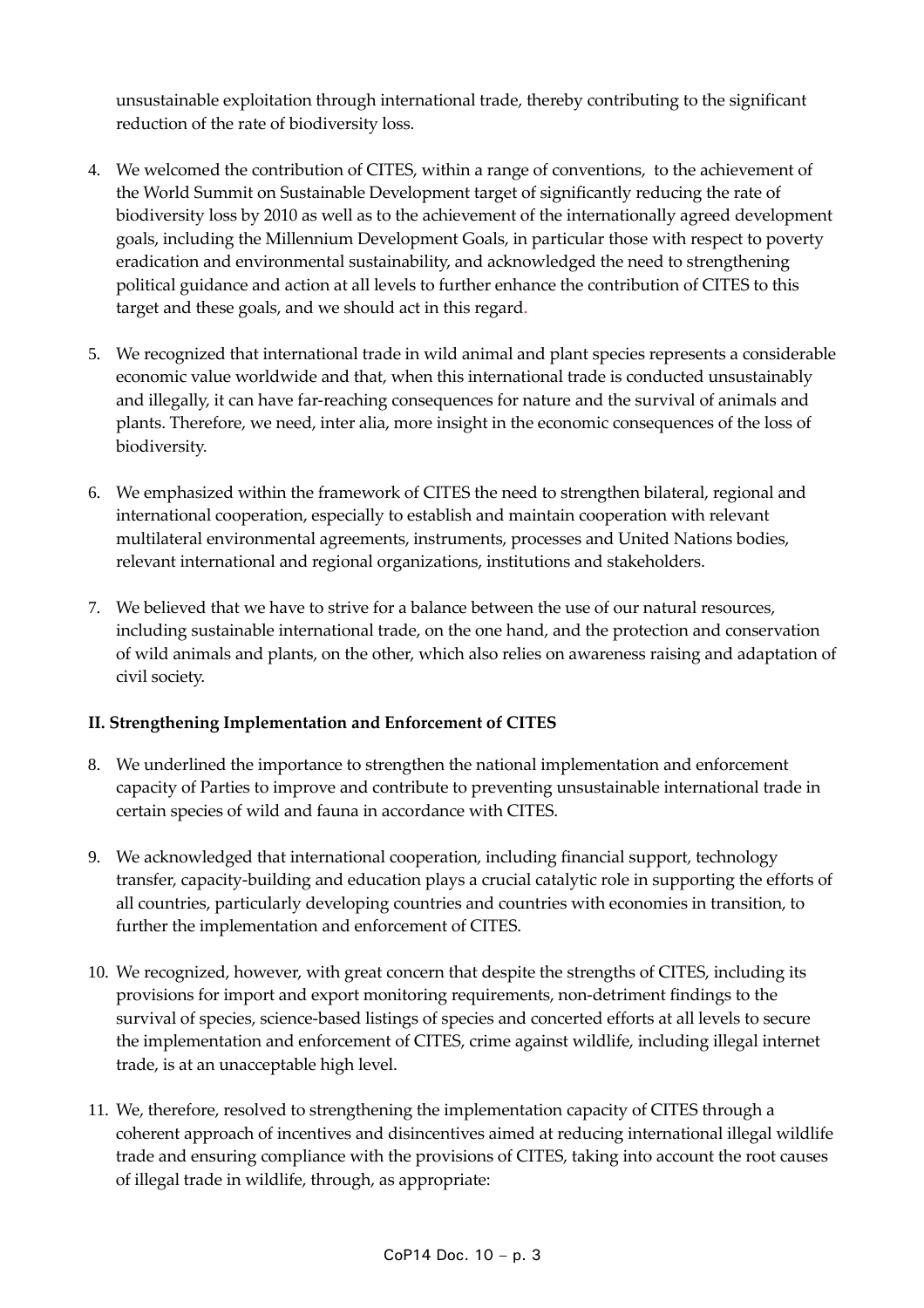unsustainable exploitation through international trade, thereby contributing to the significant reduction of the rate of biodiversity loss.

4. We welcomed the contribution of CITES, within a range of conventions, to the achievement of the World Summit on Sustainable Development target of significantly reducing the rate of biodiversity loss by 2010 as well as to the achievement of the internationally agreed development goals, including the Millennium Development Goals, in particular those with respect to poverty eradication and environmental sustainability, and acknowledged the need to strengthening political guidance and action at all levels to further enhance the contribution of CITES to this target and these goals, and we should act in this regard.

5. We recognized that international trade in wild animal and plant species represents a considerable economic value worldwide and that, when this international trade is conducted unsustainably and illegally, it can have far-reaching consequences for nature and the survival of animals and plants. Therefore, we need, inter alia, more insight in the economic consequences of the loss of biodiversity.

6. We emphasized within the framework of CITES the need to strengthen bilateral, regional and international cooperation, especially to establish and maintain cooperation with relevant multilateral environmental agreements, instruments, processes and United Nations bodies, relevant international and regional organizations, institutions and stakeholders.

7. We believed that we have to strive for a balance between the use of our natural resources, including sustainable international trade, on the one hand, and the protection and conservation of wild animals and plants, on the other, which also relies on awareness raising and adaptation of civil society.

**II. Strengthening Implementation and Enforcement of CITES**

8. We underlined the importance to strengthen the national implementation and enforcement capacity of Parties to improve and contribute to preventing unsustainable international trade in certain species of wild and fauna in accordance with CITES.

9. We acknowledged that international cooperation, including financial support, technology transfer, capacity-building and education plays a crucial catalytic role in supporting the efforts of all countries, particularly developing countries and countries with economies in transition, to further the implementation and enforcement of CITES.

10. We recognized, however, with great concern that despite the strengths of CITES, including its provisions for import and export monitoring requirements, non-detriment findings to the survival of species, science-based listings of species and concerted efforts at all levels to secure the implementation and enforcement of CITES, crime against wildlife, including illegal internet trade, is at an unacceptable high level.

11. We, therefore, resolved to strengthening the implementation capacity of CITES through a coherent approach of incentives and disincentives aimed at reducing international illegal wildlife trade and ensuring compliance with the provisions of CITES, taking into account the root causes of illegal trade in wildlife, through, as appropriate: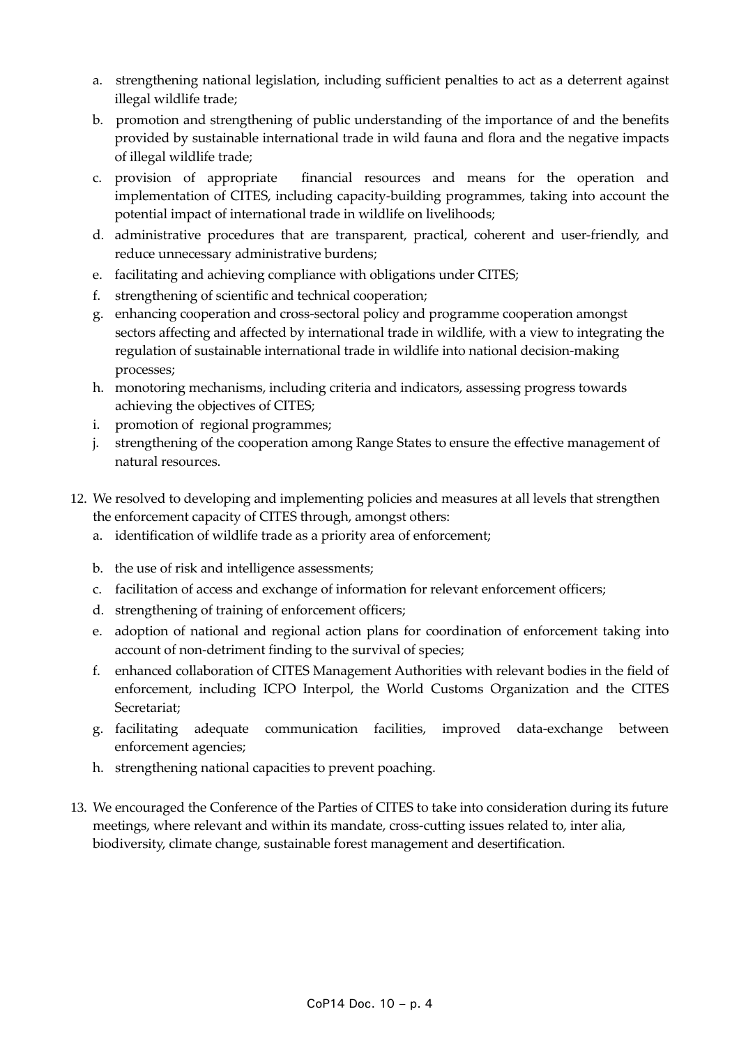a. strengthening national legislation, including sufficient penalties to act as a deterrent against illegal wildlife trade;
b. promotion and strengthening of public understanding of the importance of and the benefits provided by sustainable international trade in wild fauna and flora and the negative impacts of illegal wildlife trade;
c. provision of appropriate financial resources and means for the operation and implementation of CITES, including capacity-building programmes, taking into account the potential impact of international trade in wildlife on livelihoods;
d. administrative procedures that are transparent, practical, coherent and user-friendly, and reduce unnecessary administrative burdens;
e. facilitating and achieving compliance with obligations under CITES;
f. strengthening of scientific and technical cooperation;
g. enhancing cooperation and cross-sectoral policy and programme cooperation amongst sectors affecting and affected by international trade in wildlife, with a view to integrating the regulation of sustainable international trade in wildlife into national decision-making processes;
h. monotoring mechanisms, including criteria and indicators, assessing progress towards achieving the objectives of CITES;
i. promotion of regional programmes;
j. strengthening of the cooperation among Range States to ensure the effective management of natural resources.

12. We resolved to developing and implementing policies and measures at all levels that strengthen the enforcement capacity of CITES through, amongst others:
    a. identification of wildlife trade as a priority area of enforcement;
    b. the use of risk and intelligence assessments;
    c. facilitation of access and exchange of information for relevant enforcement officers;
    d. strengthening of training of enforcement officers;
    e. adoption of national and regional action plans for coordination of enforcement taking into account of non-detriment finding to the survival of species;
    f. enhanced collaboration of CITES Management Authorities with relevant bodies in the field of enforcement, including ICPO Interpol, the World Customs Organization and the CITES Secretariat;
    g. facilitating adequate communication facilities, improved data-exchange between enforcement agencies;
    h. strengthening national capacities to prevent poaching.

13. We encouraged the Conference of the Parties of CITES to take into consideration during its future meetings, where relevant and within its mandate, cross-cutting issues related to, inter alia, biodiversity, climate change, sustainable forest management and desertification.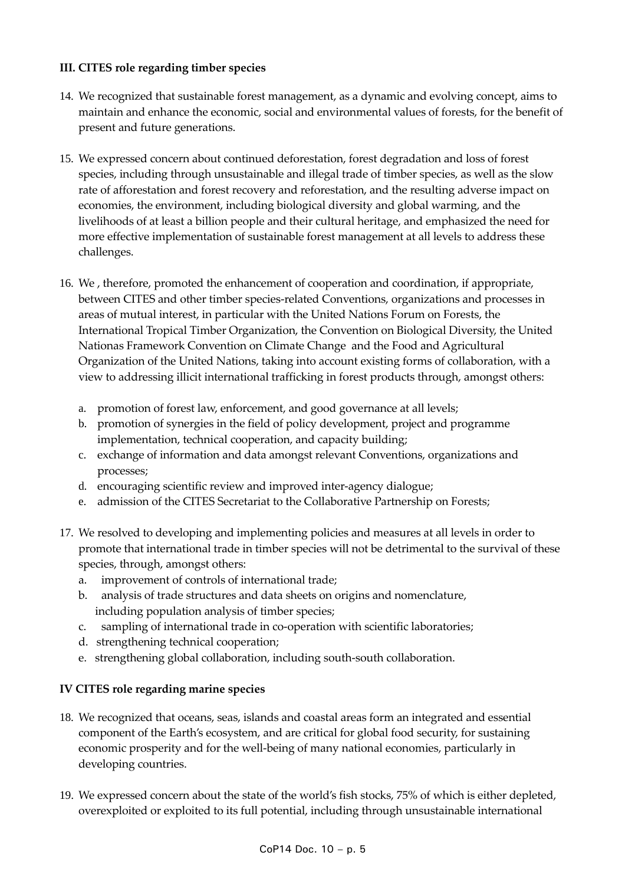### III. CITES role regarding timber species

14. We recognized that sustainable forest management, as a dynamic and evolving concept, aims to maintain and enhance the economic, social and environmental values of forests, for the benefit of present and future generations.

15. We expressed concern about continued deforestation, forest degradation and loss of forest species, including through unsustainable and illegal trade of timber species, as well as the slow rate of afforestation and forest recovery and reforestation, and the resulting adverse impact on economies, the environment, including biological diversity and global warming, and the livelihoods of at least a billion people and their cultural heritage, and emphasized the need for more effective implementation of sustainable forest management at all levels to address these challenges.

16. We , therefore, promoted the enhancement of cooperation and coordination, if appropriate, between CITES and other timber species-related Conventions, organizations and processes in areas of mutual interest, in particular with the United Nations Forum on Forests, the International Tropical Timber Organization, the Convention on Biological Diversity, the United Nationas Framework Convention on Climate Change and the Food and Agricultural Organization of the United Nations, taking into account existing forms of collaboration, with a view to addressing illicit international trafficking in forest products through, amongst others:

    a. promotion of forest law, enforcement, and good governance at all levels;
    b. promotion of synergies in the field of policy development, project and programme implementation, technical cooperation, and capacity building;
    c. exchange of information and data amongst relevant Conventions, organizations and processes;
    d. encouraging scientific review and improved inter-agency dialogue;
    e. admission of the CITES Secretariat to the Collaborative Partnership on Forests;

17. We resolved to developing and implementing policies and measures at all levels in order to promote that international trade in timber species will not be detrimental to the survival of these species, through, amongst others:
    a. improvement of controls of international trade;
    b. analysis of trade structures and data sheets on origins and nomenclature, including population analysis of timber species;
    c. sampling of international trade in co-operation with scientific laboratories;
    d. strengthening technical cooperation;
    e. strengthening global collaboration, including south-south collaboration.

### IV CITES role regarding marine species

18. We recognized that oceans, seas, islands and coastal areas form an integrated and essential component of the Earth's ecosystem, and are critical for global food security, for sustaining economic prosperity and for the well-being of many national economies, particularly in developing countries.

19. We expressed concern about the state of the world's fish stocks, 75% of which is either depleted, overexploited or exploited to its full potential, including through unsustainable international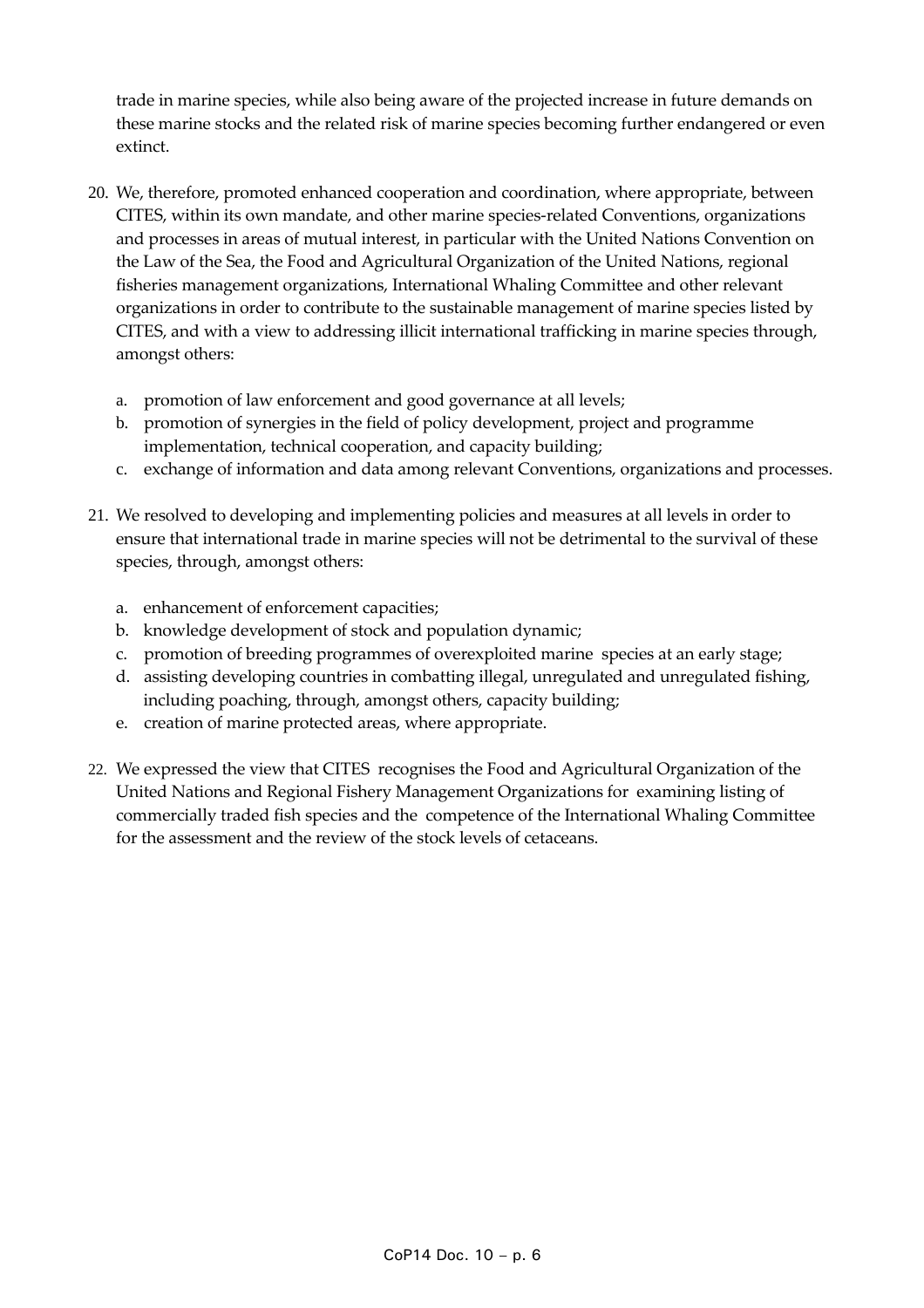trade in marine species, while also being aware of the projected increase in future demands on these marine stocks and the related risk of marine species becoming further endangered or even extinct.

20. We, therefore, promoted enhanced cooperation and coordination, where appropriate, between CITES, within its own mandate, and other marine species-related Conventions, organizations and processes in areas of mutual interest, in particular with the United Nations Convention on the Law of the Sea, the Food and Agricultural Organization of the United Nations, regional fisheries management organizations, International Whaling Committee and other relevant organizations in order to contribute to the sustainable management of marine species listed by CITES, and with a view to addressing illicit international trafficking in marine species through, amongst others:

    a. promotion of law enforcement and good governance at all levels;
    b. promotion of synergies in the field of policy development, project and programme implementation, technical cooperation, and capacity building;
    c. exchange of information and data among relevant Conventions, organizations and processes.

21. We resolved to developing and implementing policies and measures at all levels in order to ensure that international trade in marine species will not be detrimental to the survival of these species, through, amongst others:

    a. enhancement of enforcement capacities;
    b. knowledge development of stock and population dynamic;
    c. promotion of breeding programmes of overexploited marine species at an early stage;
    d. assisting developing countries in combatting illegal, unregulated and unregulated fishing, including poaching, through, amongst others, capacity building;
    e. creation of marine protected areas, where appropriate.

22. We expressed the view that CITES recognises the Food and Agricultural Organization of the United Nations and Regional Fishery Management Organizations for examining listing of commercially traded fish species and the competence of the International Whaling Committee for the assessment and the review of the stock levels of cetaceans.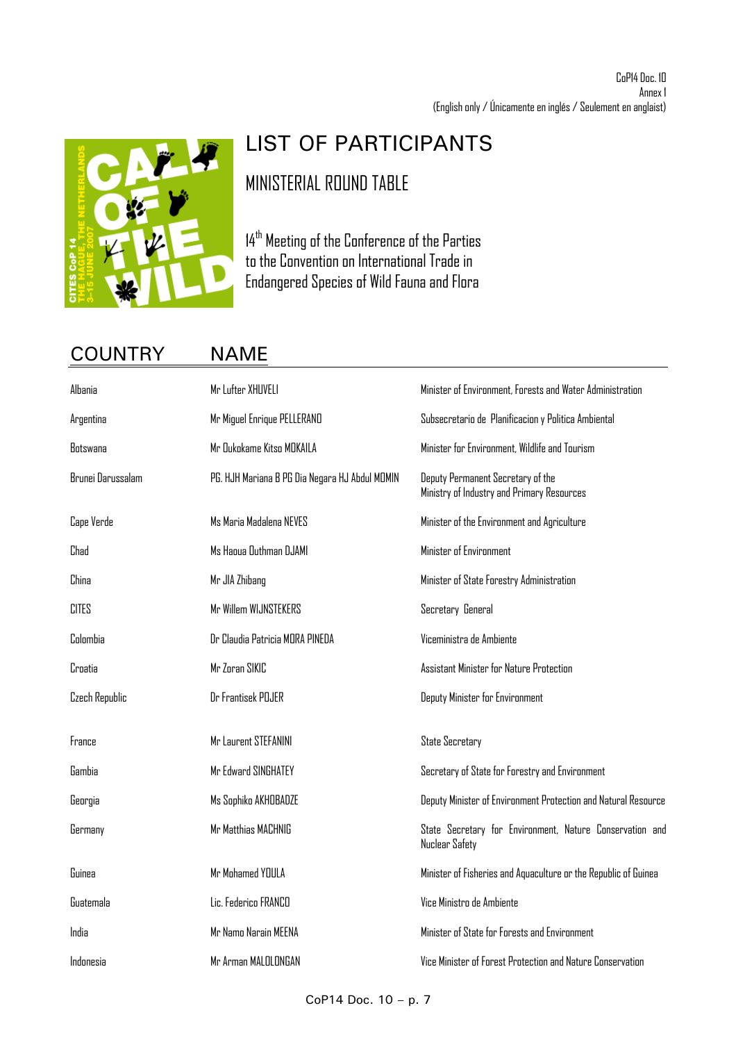CoP14 Doc. 10
Annex 1
(English only / Únicamente en inglés / Seulement en anglaist)

# LIST OF PARTICIPANTS

## MINISTERIAL ROUND TABLE

14th Meeting of the Conference of the Parties to the Convention on International Trade in Endangered Species of Wild Fauna and Flora

| COUNTRY | NAME | |
|---|---|---|
| Albania | Mr Lufter XHUVELI | Minister of Environment, Forests and Water Administration |
| Argentina | Mr Miguel Enrique PELLERANO | Subsecretario de Planificacion y Politica Ambiental |
| Botswana | Mr Oukokame Kitso MOKAILA | Minister for Environment, Wildlife and Tourism |
| Brunei Darussalam | PG. HJH Mariana B PG Dia Negara HJ Abdul MOMIN | Deputy Permanent Secretary of the Ministry of Industry and Primary Resources |
| Cape Verde | Ms Maria Madalena NEVES | Minister of the Environment and Agriculture |
| Chad | Ms Haoua Outhman DJAMI | Minister of Environment |
| China | Mr JIA Zhibang | Minister of State Forestry Administration |
| CITES | Mr Willem WIJNSTEKERS | Secretary General |
| Colombia | Dr Claudia Patricia MORA PINEDA | Viceministra de Ambiente |
| Croatia | Mr Zoran SIKIC | Assistant Minister for Nature Protection |
| Czech Republic | Dr Frantisek POJER | Deputy Minister for Environment |
| France | Mr Laurent STEFANINI | State Secretary |
| Gambia | Mr Edward SINGHATEY | Secretary of State for Forestry and Environment |
| Georgia | Ms Sophiko AKHOBADZE | Deputy Minister of Environment Protection and Natural Resource |
| Germany | Mr Matthias MACHNIG | State Secretary for Environment, Nature Conservation and Nuclear Safety |
| Guinea | Mr Mohamed YOULA | Minister of Fisheries and Aquaculture or the Republic of Guinea |
| Guatemala | Lic. Federico FRANCO | Vice Ministro de Ambiente |
| India | Mr Namo Narain MEENA | Minister of State for Forests and Environment |
| Indonesia | Mr Arman MALOLONGAN | Vice Minister of Forest Protection and Nature Conservation |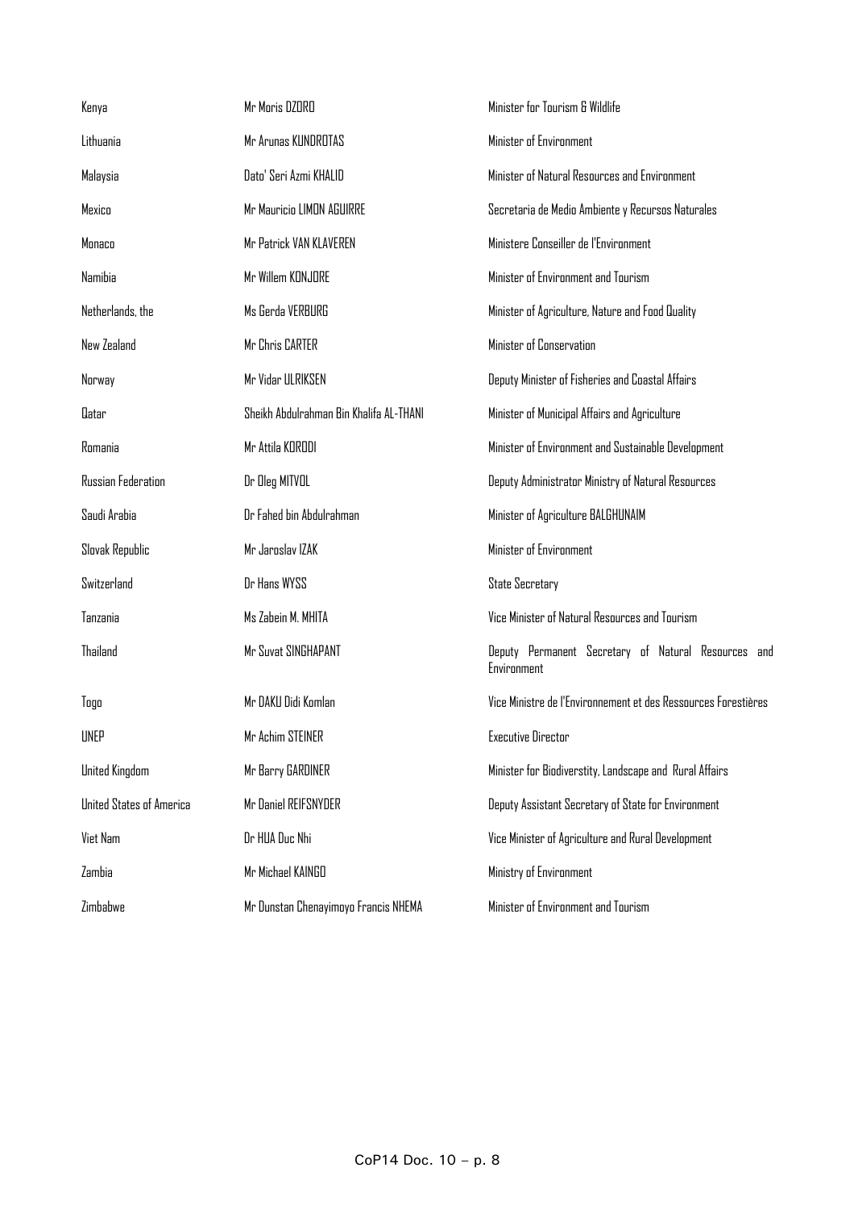| | | |
|---|---|---|
| Kenya | Mr Moris DZORO | Minister for Tourism & Wildlife |
| Lithuania | Mr Arunas KUNDROTAS | Minister of Environment |
| Malaysia | Dato' Seri Azmi KHALID | Minister of Natural Resources and Environment |
| Mexico | Mr Mauricio LIMON AGUIRRE | Secretaria de Medio Ambiente y Recursos Naturales |
| Monaco | Mr Patrick VAN KLAVEREN | Ministere Conseiller de l'Environment |
| Namibia | Mr Willem KONJORE | Minister of Environment and Tourism |
| Netherlands, the | Ms Gerda VERBURG | Minister of Agriculture, Nature and Food Quality |
| New Zealand | Mr Chris CARTER | Minister of Conservation |
| Norway | Mr Vidar ULRIKSEN | Deputy Minister of Fisheries and Coastal Affairs |
| Qatar | Sheikh Abdulrahman Bin Khalifa AL-THANI | Minister of Municipal Affairs and Agriculture |
| Romania | Mr Attila KORODI | Minister of Environment and Sustainable Development |
| Russian Federation | Dr Oleg MITVOL | Deputy Administrator Ministry of Natural Resources |
| Saudi Arabia | Dr Fahed bin Abdulrahman | Minister of Agriculture BALGHUNAIM |
| Slovak Republic | Mr Jaroslav IZAK | Minister of Environment |
| Switzerland | Dr Hans WYSS | State Secretary |
| Tanzania | Ms Zabein M. MHITA | Vice Minister of Natural Resources and Tourism |
| Thailand | Mr Suvat SINGHAPANT | Deputy Permanent Secretary of Natural Resources and Environment |
| Togo | Mr DAKU Didi Komlan | Vice Ministre de l'Environnement et des Ressources Forestières |
| UNEP | Mr Achim STEINER | Executive Director |
| United Kingdom | Mr Barry GARDINER | Minister for Biodiverstity, Landscape and Rural Affairs |
| United States of America | Mr Daniel REIFSNYDER | Deputy Assistant Secretary of State for Environment |
| Viet Nam | Dr HUA Duc Nhi | Vice Minister of Agriculture and Rural Development |
| Zambia | Mr Michael KAINGO | Ministry of Environment |
| Zimbabwe | Mr Dunstan Chenayimoyo Francis NHEMA | Minister of Environment and Tourism |